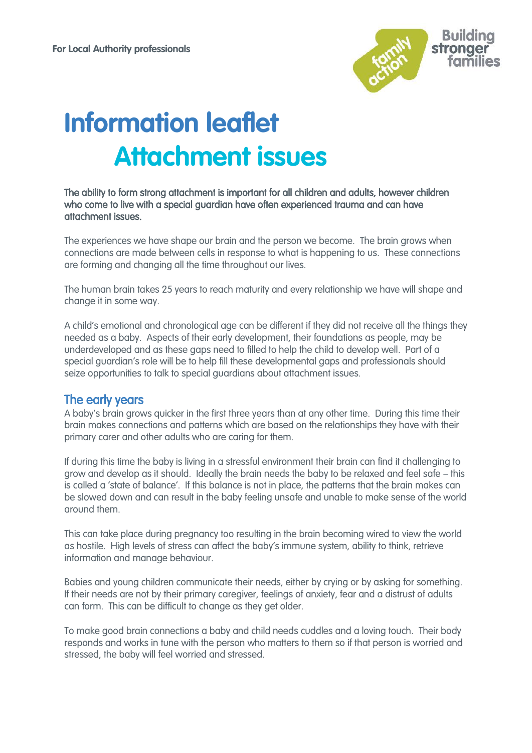For Local Authority professionals

Building stronger families

# Information leaflet
# Attachment issues

**The ability to form strong attachment is important for all children and adults, however children who come to live with a special guardian have often experienced trauma and can have attachment issues.**

The experiences we have shape our brain and the person we become. The brain grows when connections are made between cells in response to what is happening to us. These connections are forming and changing all the time throughout our lives.

The human brain takes 25 years to reach maturity and every relationship we have will shape and change it in some way.

A child's emotional and chronological age can be different if they did not receive all the things they needed as a baby. Aspects of their early development, their foundations as people, may be underdeveloped and as these gaps need to filled to help the child to develop well. Part of a special guardian's role will be to help fill these developmental gaps and professionals should seize opportunities to talk to special guardians about attachment issues.

## The early years

A baby's brain grows quicker in the first three years than at any other time. During this time their brain makes connections and patterns which are based on the relationships they have with their primary carer and other adults who are caring for them.

If during this time the baby is living in a stressful environment their brain can find it challenging to grow and develop as it should. Ideally the brain needs the baby to be relaxed and feel safe – this is called a 'state of balance'. If this balance is not in place, the patterns that the brain makes can be slowed down and can result in the baby feeling unsafe and unable to make sense of the world around them.

This can take place during pregnancy too resulting in the brain becoming wired to view the world as hostile. High levels of stress can affect the baby's immune system, ability to think, retrieve information and manage behaviour.

Babies and young children communicate their needs, either by crying or by asking for something. If their needs are not by their primary caregiver, feelings of anxiety, fear and a distrust of adults can form. This can be difficult to change as they get older.

To make good brain connections a baby and child needs cuddles and a loving touch. Their body responds and works in tune with the person who matters to them so if that person is worried and stressed, the baby will feel worried and stressed.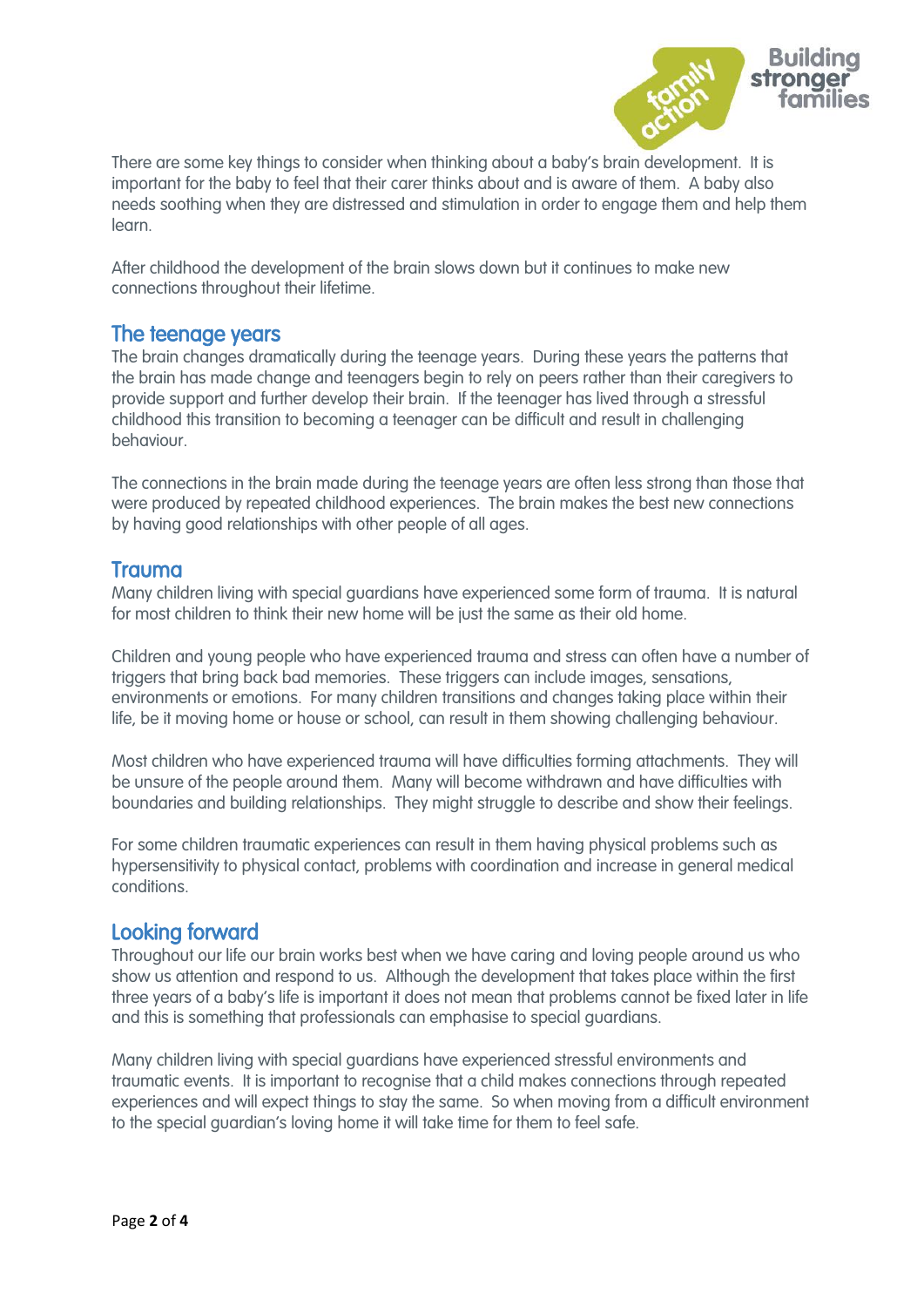There are some key things to consider when thinking about a baby's brain development. It is important for the baby to feel that their carer thinks about and is aware of them. A baby also needs soothing when they are distressed and stimulation in order to engage them and help them learn.

After childhood the development of the brain slows down but it continues to make new connections throughout their lifetime.

## The teenage years

The brain changes dramatically during the teenage years. During these years the patterns that the brain has made change and teenagers begin to rely on peers rather than their caregivers to provide support and further develop their brain. If the teenager has lived through a stressful childhood this transition to becoming a teenager can be difficult and result in challenging behaviour.

The connections in the brain made during the teenage years are often less strong than those that were produced by repeated childhood experiences. The brain makes the best new connections by having good relationships with other people of all ages.

## Trauma

Many children living with special guardians have experienced some form of trauma. It is natural for most children to think their new home will be just the same as their old home.

Children and young people who have experienced trauma and stress can often have a number of triggers that bring back bad memories. These triggers can include images, sensations, environments or emotions. For many children transitions and changes taking place within their life, be it moving home or house or school, can result in them showing challenging behaviour.

Most children who have experienced trauma will have difficulties forming attachments. They will be unsure of the people around them. Many will become withdrawn and have difficulties with boundaries and building relationships. They might struggle to describe and show their feelings.

For some children traumatic experiences can result in them having physical problems such as hypersensitivity to physical contact, problems with coordination and increase in general medical conditions.

## Looking forward

Throughout our life our brain works best when we have caring and loving people around us who show us attention and respond to us. Although the development that takes place within the first three years of a baby's life is important it does not mean that problems cannot be fixed later in life and this is something that professionals can emphasise to special guardians.

Many children living with special guardians have experienced stressful environments and traumatic events. It is important to recognise that a child makes connections through repeated experiences and will expect things to stay the same. So when moving from a difficult environment to the special guardian's loving home it will take time for them to feel safe.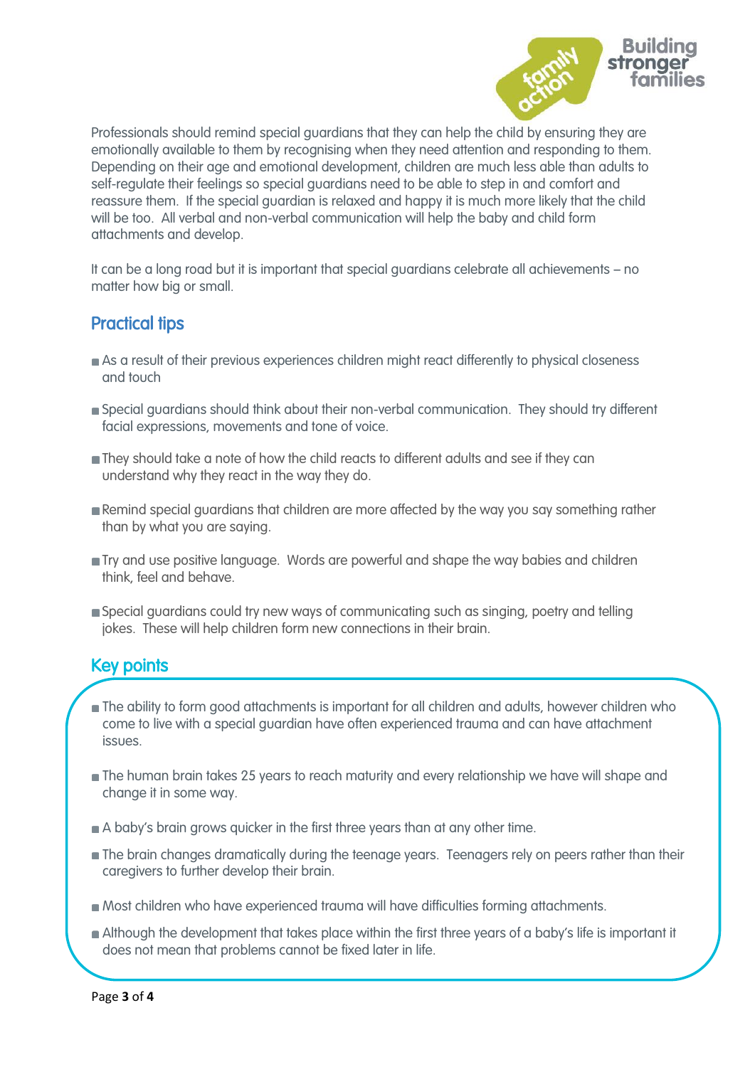Professionals should remind special guardians that they can help the child by ensuring they are emotionally available to them by recognising when they need attention and responding to them. Depending on their age and emotional development, children are much less able than adults to self-regulate their feelings so special guardians need to be able to step in and comfort and reassure them. If the special guardian is relaxed and happy it is much more likely that the child will be too. All verbal and non-verbal communication will help the baby and child form attachments and develop.

It can be a long road but it is important that special guardians celebrate all achievements – no matter how big or small.

## Practical tips

- As a result of their previous experiences children might react differently to physical closeness and touch
- Special guardians should think about their non-verbal communication. They should try different facial expressions, movements and tone of voice.
- They should take a note of how the child reacts to different adults and see if they can understand why they react in the way they do.
- Remind special guardians that children are more affected by the way you say something rather than by what you are saying.
- Try and use positive language. Words are powerful and shape the way babies and children think, feel and behave.
- Special guardians could try new ways of communicating such as singing, poetry and telling jokes. These will help children form new connections in their brain.

## Key points

- The ability to form good attachments is important for all children and adults, however children who come to live with a special guardian have often experienced trauma and can have attachment issues.
- The human brain takes 25 years to reach maturity and every relationship we have will shape and change it in some way.
- A baby's brain grows quicker in the first three years than at any other time.
- The brain changes dramatically during the teenage years. Teenagers rely on peers rather than their caregivers to further develop their brain.
- Most children who have experienced trauma will have difficulties forming attachments.
- Although the development that takes place within the first three years of a baby's life is important it does not mean that problems cannot be fixed later in life.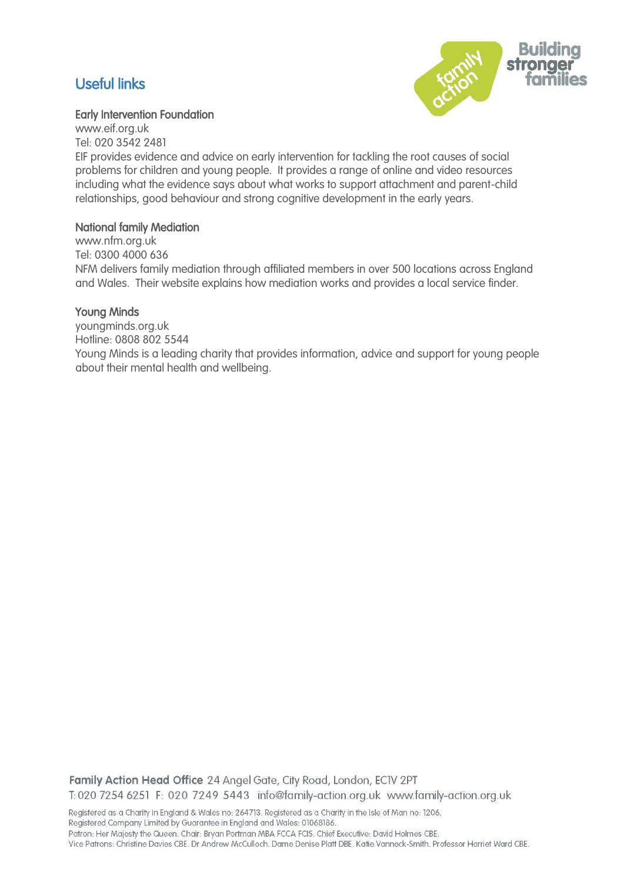## Useful links

### Early Intervention Foundation

www.eif.org.uk
Tel: 020 3542 2481
EIF provides evidence and advice on early intervention for tackling the root causes of social problems for children and young people. It provides a range of online and video resources including what the evidence says about what works to support attachment and parent-child relationships, good behaviour and strong cognitive development in the early years.

### National family Mediation

www.nfm.org.uk
Tel: 0300 4000 636
NFM delivers family mediation through affiliated members in over 500 locations across England and Wales. Their website explains how mediation works and provides a local service finder.

### Young Minds

youngminds.org.uk
Hotline: 0808 802 5544
Young Minds is a leading charity that provides information, advice and support for young people about their mental health and wellbeing.

**Family Action Head Office** 24 Angel Gate, City Road, London, EC1V 2PT
T: 020 7254 6251 F: 020 7249 5443 info@family-action.org.uk www.family-action.org.uk

Registered as a Charity in England & Wales no: 264713. Registered as a Charity in the Isle of Man no: 1206.
Registered Company Limited by Guarantee in England and Wales: 01068186.
Patron: Her Majesty the Queen. Chair: Bryan Portman MBA FCCA FCIS. Chief Executive: David Holmes CBE.
Vice Patrons: Christine Davies CBE. Dr Andrew McCulloch. Dame Denise Platt DBE. Katie Vanneck-Smith. Professor Harriet Ward CBE.